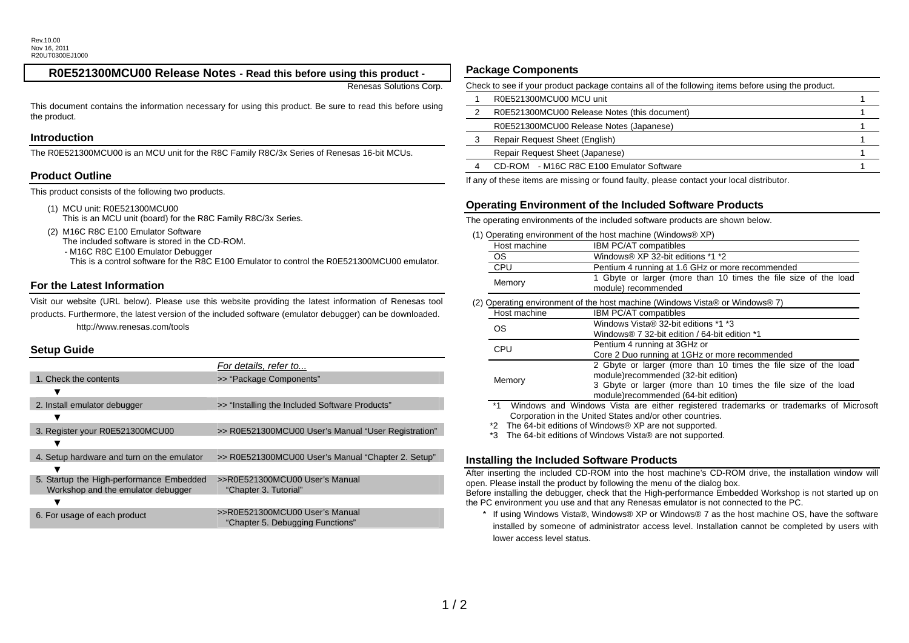Rev.10.00
Nov 16, 2011
R20UT0300EJ1000

# R0E521300MCU00 Release Notes - Read this before using this product -

Renesas Solutions Corp.

This document contains the information necessary for using this product. Be sure to read this before using the product.

## Introduction

The R0E521300MCU00 is an MCU unit for the R8C Family R8C/3x Series of Renesas 16-bit MCUs.

## Product Outline

This product consists of the following two products.

(1) MCU unit: R0E521300MCU00
This is an MCU unit (board) for the R8C Family R8C/3x Series.

(2) M16C R8C E100 Emulator Software
The included software is stored in the CD-ROM.
- M16C R8C E100 Emulator Debugger
This is a control software for the R8C E100 Emulator to control the R0E521300MCU00 emulator.

## For the Latest Information

Visit our website (URL below). Please use this website providing the latest information of Renesas tool products. Furthermore, the latest version of the included software (emulator debugger) can be downloaded.

http://www.renesas.com/tools

## Setup Guide

| | *For details, refer to...* |
|---|---|
| 1. Check the contents | >> "Package Components" |
| ▼ | |
| 2. Install emulator debugger | >> "Installing the Included Software Products" |
| ▼ | |
| 3. Register your R0E521300MCU00 | >> R0E521300MCU00 User's Manual "User Registration" |
| ▼ | |
| 4. Setup hardware and turn on the emulator | >> R0E521300MCU00 User's Manual "Chapter 2. Setup" |
| ▼ | |
| 5. Startup the High-performance Embedded Workshop and the emulator debugger | >>R0E521300MCU00 User's Manual "Chapter 3. Tutorial" |
| ▼ | |
| 6. For usage of each product | >>R0E521300MCU00 User's Manual "Chapter 5. Debugging Functions" |

## Package Components

Check to see if your product package contains all of the following items before using the product.

| | | |
|---|---|---|
| 1 | R0E521300MCU00 MCU unit | 1 |
| 2 | R0E521300MCU00 Release Notes (this document) | 1 |
| | R0E521300MCU00 Release Notes (Japanese) | 1 |
| 3 | Repair Request Sheet (English) | 1 |
| | Repair Request Sheet (Japanese) | 1 |
| 4 | CD-ROM - M16C R8C E100 Emulator Software | 1 |

If any of these items are missing or found faulty, please contact your local distributor.

## Operating Environment of the Included Software Products

The operating environments of the included software products are shown below.

(1) Operating environment of the host machine (Windows® XP)

| | |
|---|---|
| Host machine | IBM PC/AT compatibles |
| OS | Windows® XP 32-bit editions *1 *2 |
| CPU | Pentium 4 running at 1.6 GHz or more recommended |
| Memory | 1 Gbyte or larger (more than 10 times the file size of the load module) recommended |

(2) Operating environment of the host machine (Windows Vista® or Windows® 7)

| | |
|---|---|
| Host machine | IBM PC/AT compatibles |
| OS | Windows Vista® 32-bit editions *1 *3<br>Windows® 7 32-bit edition / 64-bit edition *1 |
| CPU | Pentium 4 running at 3GHz or<br>Core 2 Duo running at 1GHz or more recommended |
| Memory | 2 Gbyte or larger (more than 10 times the file size of the load module)recommended (32-bit edition)<br>3 Gbyte or larger (more than 10 times the file size of the load module)recommended (64-bit edition) |

*1 Windows and Windows Vista are either registered trademarks or trademarks of Microsoft Corporation in the United States and/or other countries.
*2 The 64-bit editions of Windows® XP are not supported.
*3 The 64-bit editions of Windows Vista® are not supported.

## Installing the Included Software Products

After inserting the included CD-ROM into the host machine's CD-ROM drive, the installation window will open. Please install the product by following the menu of the dialog box.
Before installing the debugger, check that the High-performance Embedded Workshop is not started up on the PC environment you use and that any Renesas emulator is not connected to the PC.

* If using Windows Vista®, Windows® XP or Windows® 7 as the host machine OS, have the software installed by someone of administrator access level. Installation cannot be completed by users with lower access level status.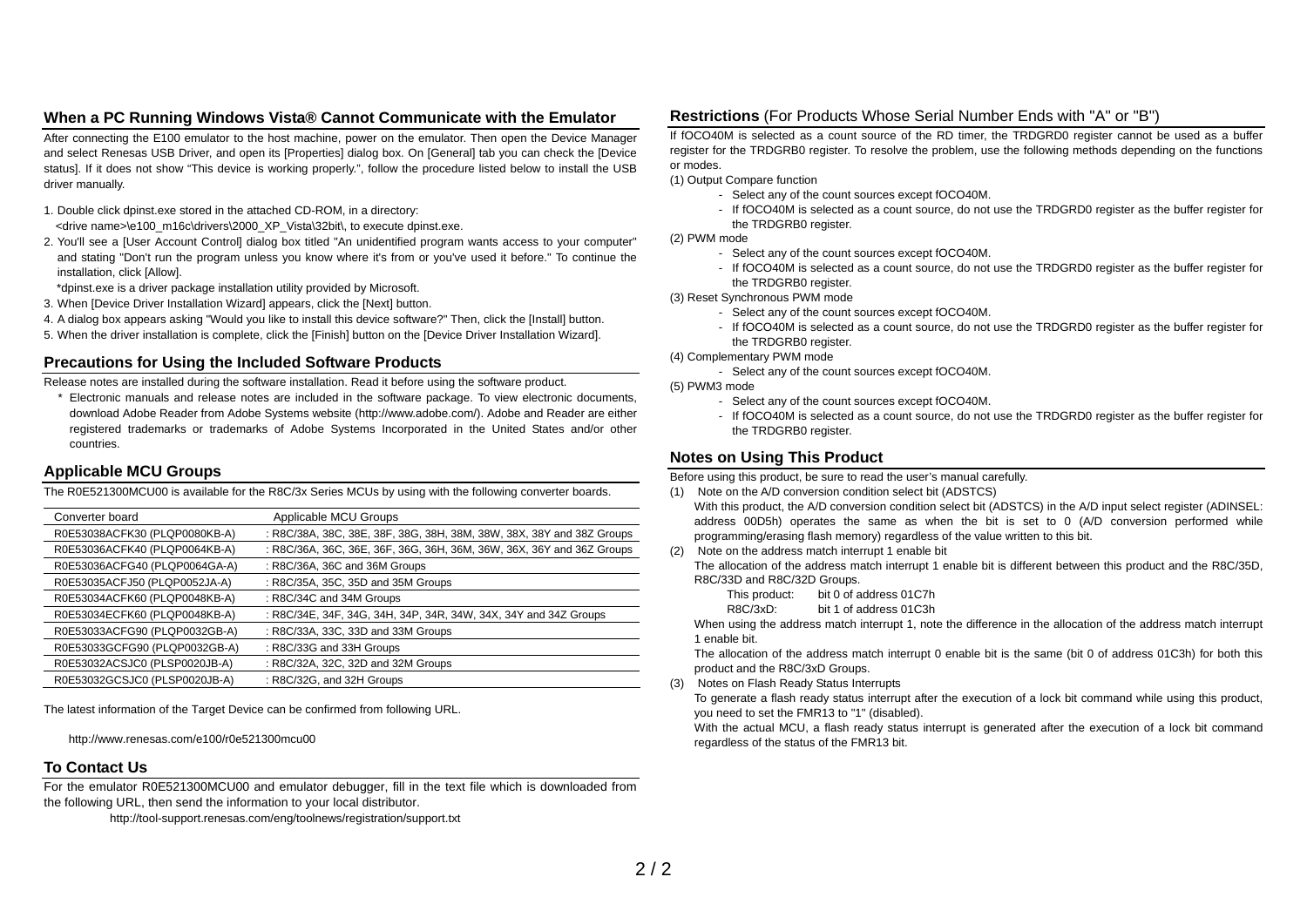## When a PC Running Windows Vista® Cannot Communicate with the Emulator

After connecting the E100 emulator to the host machine, power on the emulator. Then open the Device Manager and select Renesas USB Driver, and open its [Properties] dialog box. On [General] tab you can check the [Device status]. If it does not show "This device is working properly.", follow the procedure listed below to install the USB driver manually.

1. Double click dpinst.exe stored in the attached CD-ROM, in a directory:
   <drive name>\e100_m16c\drivers\2000_XP_Vista\32bit\, to execute dpinst.exe.
2. You'll see a [User Account Control] dialog box titled "An unidentified program wants access to your computer" and stating "Don't run the program unless you know where it's from or you've used it before." To continue the installation, click [Allow].
   *dpinst.exe is a driver package installation utility provided by Microsoft.
3. When [Device Driver Installation Wizard] appears, click the [Next] button.
4. A dialog box appears asking "Would you like to install this device software?" Then, click the [Install] button.
5. When the driver installation is complete, click the [Finish] button on the [Device Driver Installation Wizard].

## Precautions for Using the Included Software Products

Release notes are installed during the software installation. Read it before using the software product.

* Electronic manuals and release notes are included in the software package. To view electronic documents, download Adobe Reader from Adobe Systems website (http://www.adobe.com/). Adobe and Reader are either registered trademarks or trademarks of Adobe Systems Incorporated in the United States and/or other countries.

## Applicable MCU Groups

The R0E521300MCU00 is available for the R8C/3x Series MCUs by using with the following converter boards.

| Converter board | Applicable MCU Groups |
|---|---|
| R0E53038ACFK30 (PLQP0080KB-A) | : R8C/38A, 38C, 38E, 38F, 38G, 38H, 38M, 38W, 38X, 38Y and 38Z Groups |
| R0E53036ACFK40 (PLQP0064KB-A) | : R8C/36A, 36C, 36E, 36F, 36G, 36H, 36M, 36W, 36X, 36Y and 36Z Groups |
| R0E53036ACFG40 (PLQP0064GA-A) | : R8C/36A, 36C and 36M Groups |
| R0E53035ACFJ50 (PLQP0052JA-A) | : R8C/35A, 35C, 35D and 35M Groups |
| R0E53034ACFK60 (PLQP0048KB-A) | : R8C/34C and 34M Groups |
| R0E53034ECFK60 (PLQP0048KB-A) | : R8C/34E, 34F, 34G, 34H, 34P, 34R, 34W, 34X, 34Y and 34Z Groups |
| R0E53033ACFG90 (PLQP0032GB-A) | : R8C/33A, 33C, 33D and 33M Groups |
| R0E53033GCFG90 (PLQP0032GB-A) | : R8C/33G and 33H Groups |
| R0E53032ACSJC0 (PLSP0020JB-A) | : R8C/32A, 32C, 32D and 32M Groups |
| R0E53032GCSJC0 (PLSP0020JB-A) | : R8C/32G, and 32H Groups |

The latest information of the Target Device can be confirmed from following URL.

http://www.renesas.com/e100/r0e521300mcu00

## To Contact Us

For the emulator R0E521300MCU00 and emulator debugger, fill in the text file which is downloaded from the following URL, then send the information to your local distributor.

http://tool-support.renesas.com/eng/toolnews/registration/support.txt

## Restrictions (For Products Whose Serial Number Ends with "A" or "B")

If fOCO40M is selected as a count source of the RD timer, the TRDGRD0 register cannot be used as a buffer register for the TRDGRB0 register. To resolve the problem, use the following methods depending on the functions or modes.

(1) Output Compare function
- Select any of the count sources except fOCO40M.
- If fOCO40M is selected as a count source, do not use the TRDGRD0 register as the buffer register for the TRDGRB0 register.

(2) PWM mode
- Select any of the count sources except fOCO40M.
- If fOCO40M is selected as a count source, do not use the TRDGRD0 register as the buffer register for the TRDGRB0 register.

(3) Reset Synchronous PWM mode
- Select any of the count sources except fOCO40M.
- If fOCO40M is selected as a count source, do not use the TRDGRD0 register as the buffer register for the TRDGRB0 register.

(4) Complementary PWM mode
- Select any of the count sources except fOCO40M.

(5) PWM3 mode
- Select any of the count sources except fOCO40M.
- If fOCO40M is selected as a count source, do not use the TRDGRD0 register as the buffer register for the TRDGRB0 register.

## Notes on Using This Product

Before using this product, be sure to read the user's manual carefully.

(1) Note on the A/D conversion condition select bit (ADSTCS)
With this product, the A/D conversion condition select bit (ADSTCS) in the A/D input select register (ADINSEL: address 00D5h) operates the same as when the bit is set to 0 (A/D conversion performed while programming/erasing flash memory) regardless of the value written to this bit.

(2) Note on the address match interrupt 1 enable bit
The allocation of the address match interrupt 1 enable bit is different between this product and the R8C/35D, R8C/33D and R8C/32D Groups.

This product: bit 0 of address 01C7h
R8C/3xD: bit 1 of address 01C3h

When using the address match interrupt 1, note the difference in the allocation of the address match interrupt 1 enable bit.
The allocation of the address match interrupt 0 enable bit is the same (bit 0 of address 01C3h) for both this product and the R8C/3xD Groups.

(3) Notes on Flash Ready Status Interrupts
To generate a flash ready status interrupt after the execution of a lock bit command while using this product, you need to set the FMR13 to "1" (disabled).
With the actual MCU, a flash ready status interrupt is generated after the execution of a lock bit command regardless of the status of the FMR13 bit.